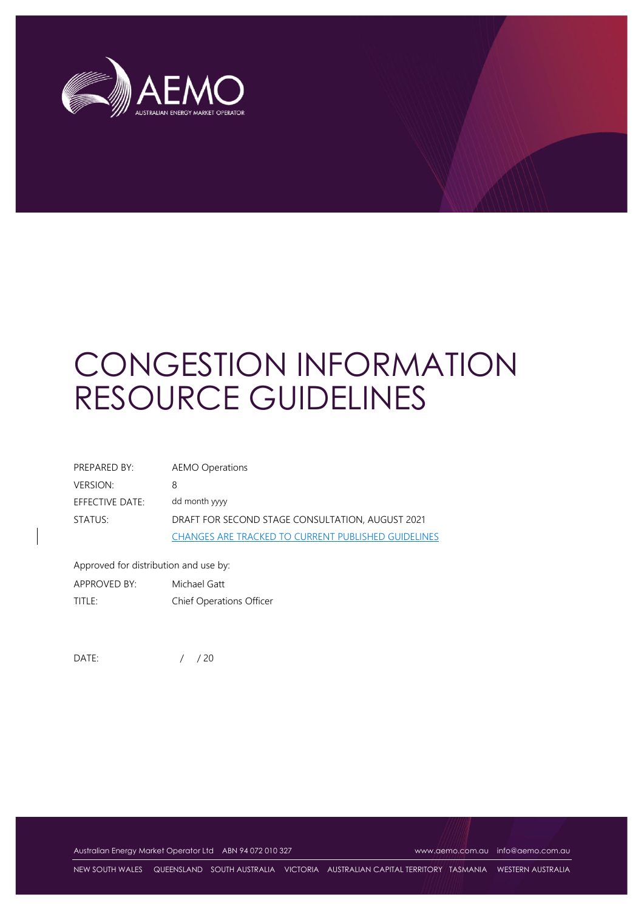# CONGESTION INFORMATION RESOURCE GUIDELINES

| | |
|---|---|
| PREPARED BY: | AEMO Operations |
| VERSION: | 8 |
| EFFECTIVE DATE: | dd month yyyy |
| STATUS: | DRAFT FOR SECOND STAGE CONSULTATION, AUGUST 2021 |
| | CHANGES ARE TRACKED TO CURRENT PUBLISHED GUIDELINES |

Approved for distribution and use by:

| | |
|---|---|
| APPROVED BY: | Michael Gatt |
| TITLE: | Chief Operations Officer |

DATE: / / 20

Australian Energy Market Operator Ltd ABN 94 072 010 327 www.aemo.com.au info@aemo.com.au

NEW SOUTH WALES QUEENSLAND SOUTH AUSTRALIA VICTORIA AUSTRALIAN CAPITAL TERRITORY TASMANIA WESTERN AUSTRALIA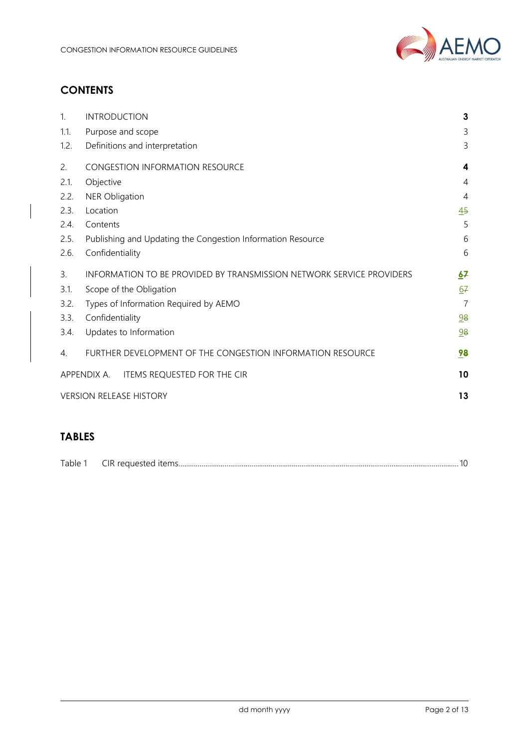## CONTENTS

| | | |
|---|---|---|
| 1. | INTRODUCTION | **3** |
| 1.1. | Purpose and scope | 3 |
| 1.2. | Definitions and interpretation | 3 |
| 2. | CONGESTION INFORMATION RESOURCE | **4** |
| 2.1. | Objective | 4 |
| 2.2. | NER Obligation | 4 |
| 2.3. | Location | 45 |
| 2.4. | Contents | 5 |
| 2.5. | Publishing and Updating the Congestion Information Resource | 6 |
| 2.6. | Confidentiality | 6 |
| 3. | INFORMATION TO BE PROVIDED BY TRANSMISSION NETWORK SERVICE PROVIDERS | **67** |
| 3.1. | Scope of the Obligation | 67 |
| 3.2. | Types of Information Required by AEMO | 7 |
| 3.3. | Confidentiality | 98 |
| 3.4. | Updates to Information | 98 |
| 4. | FURTHER DEVELOPMENT OF THE CONGESTION INFORMATION RESOURCE | **98** |
| APPENDIX A. | ITEMS REQUESTED FOR THE CIR | **10** |
| VERSION RELEASE HISTORY | | **13** |

## TABLES

Table 1 CIR requested items .......... 10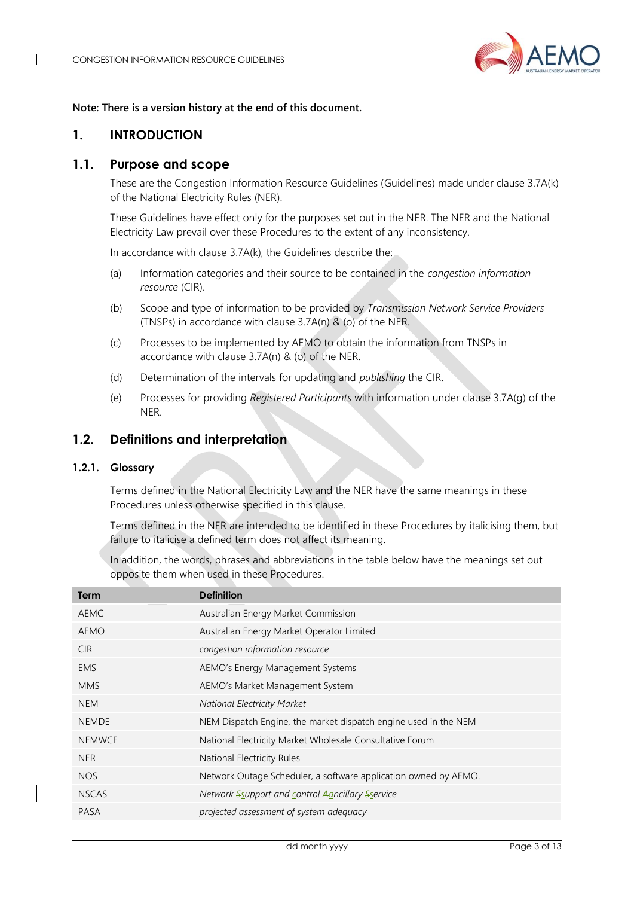Note: There is a version history at the end of this document.

# 1. INTRODUCTION

## 1.1. Purpose and scope

These are the Congestion Information Resource Guidelines (Guidelines) made under clause 3.7A(k) of the National Electricity Rules (NER).

These Guidelines have effect only for the purposes set out in the NER. The NER and the National Electricity Law prevail over these Procedures to the extent of any inconsistency.

In accordance with clause 3.7A(k), the Guidelines describe the:

(a) Information categories and their source to be contained in the *congestion information resource* (CIR).

(b) Scope and type of information to be provided by *Transmission Network Service Providers* (TNSPs) in accordance with clause 3.7A(n) & (o) of the NER.

(c) Processes to be implemented by AEMO to obtain the information from TNSPs in accordance with clause 3.7A(n) & (o) of the NER.

(d) Determination of the intervals for updating and *publishing* the CIR.

(e) Processes for providing *Registered Participants* with information under clause 3.7A(g) of the NER.

## 1.2. Definitions and interpretation

### 1.2.1. Glossary

Terms defined in the National Electricity Law and the NER have the same meanings in these Procedures unless otherwise specified in this clause.

Terms defined in the NER are intended to be identified in these Procedures by italicising them, but failure to italicise a defined term does not affect its meaning.

In addition, the words, phrases and abbreviations in the table below have the meanings set out opposite them when used in these Procedures.

| Term | Definition |
|---|---|
| AEMC | Australian Energy Market Commission |
| AEMO | Australian Energy Market Operator Limited |
| CIR | *congestion information resource* |
| EMS | AEMO's Energy Management Systems |
| MMS | AEMO's Market Management System |
| NEM | *National Electricity Market* |
| NEMDE | NEM Dispatch Engine, the market dispatch engine used in the NEM |
| NEMWCF | National Electricity Market Wholesale Consultative Forum |
| NER | National Electricity Rules |
| NOS | Network Outage Scheduler, a software application owned by AEMO. |
| NSCAS | *Network support and control ancillary service* |
| PASA | *projected assessment of system adequacy* |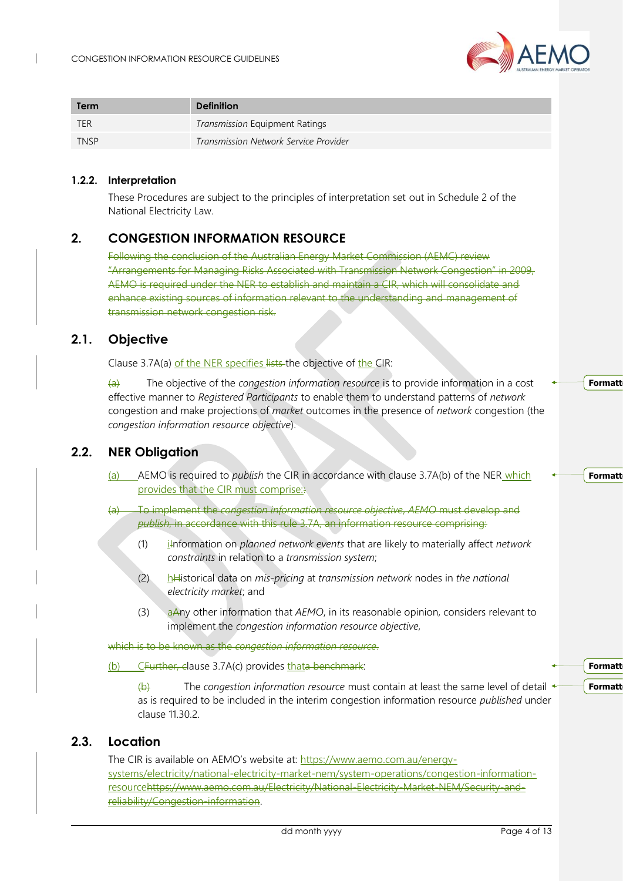| Term | Definition |
| --- | --- |
| TER | *Transmission* Equipment Ratings |
| TNSP | *Transmission Network Service Provider* |

### 1.2.2. Interpretation

These Procedures are subject to the principles of interpretation set out in Schedule 2 of the National Electricity Law.

## 2. CONGESTION INFORMATION RESOURCE

~~Following the conclusion of the Australian Energy Market Commission (AEMC) review "Arrangements for Managing Risks Associated with Transmission Network Congestion" in 2009, AEMO is required under the NER to establish and maintain a CIR, which will consolidate and enhance existing sources of information relevant to the understanding and management of transmission network congestion risk.~~

### 2.1. Objective

Clause 3.7A(a) of the NER specifies ~~lists~~ the objective of the CIR:

~~(a)~~ The objective of the *congestion information resource* is to provide information in a cost effective manner to *Registered Participants* to enable them to understand patterns of *network* congestion and make projections of *market* outcomes in the presence of *network* congestion (the *congestion information resource objective*).

### 2.2. NER Obligation

(a) AEMO is required to *publish* the CIR in accordance with clause 3.7A(b) of the NER which provides that the CIR must comprise:~~.~~

~~(a) To implement the *congestion information resource objective*, *AEMO* must develop and *publish*, in accordance with this rule 3.7A, an information resource comprising:~~

(1) i~~I~~nformation on *planned network events* that are likely to materially affect *network constraints* in relation to a *transmission system*;

(2) h~~H~~istorical data on *mis-pricing* at *transmission network* nodes in *the national electricity market*; and

(3) a~~A~~ny other information that *AEMO*, in its reasonable opinion, considers relevant to implement the *congestion information resource objective*,

~~which is to be known as the *congestion information resource*.~~

(b) C~~Further, c~~lause 3.7A(c) provides that~~a benchmark~~:

~~(b)~~ The *congestion information resource* must contain at least the same level of detail as is required to be included in the interim congestion information resource *published* under clause 11.30.2.

### 2.3. Location

The CIR is available on AEMO's website at: https://www.aemo.com.au/energy-systems/electricity/national-electricity-market-nem/system-operations/congestion-information-resource~~https://www.aemo.com.au/Electricity/National-Electricity-Market-NEM/Security-and-reliability/Congestion-information~~.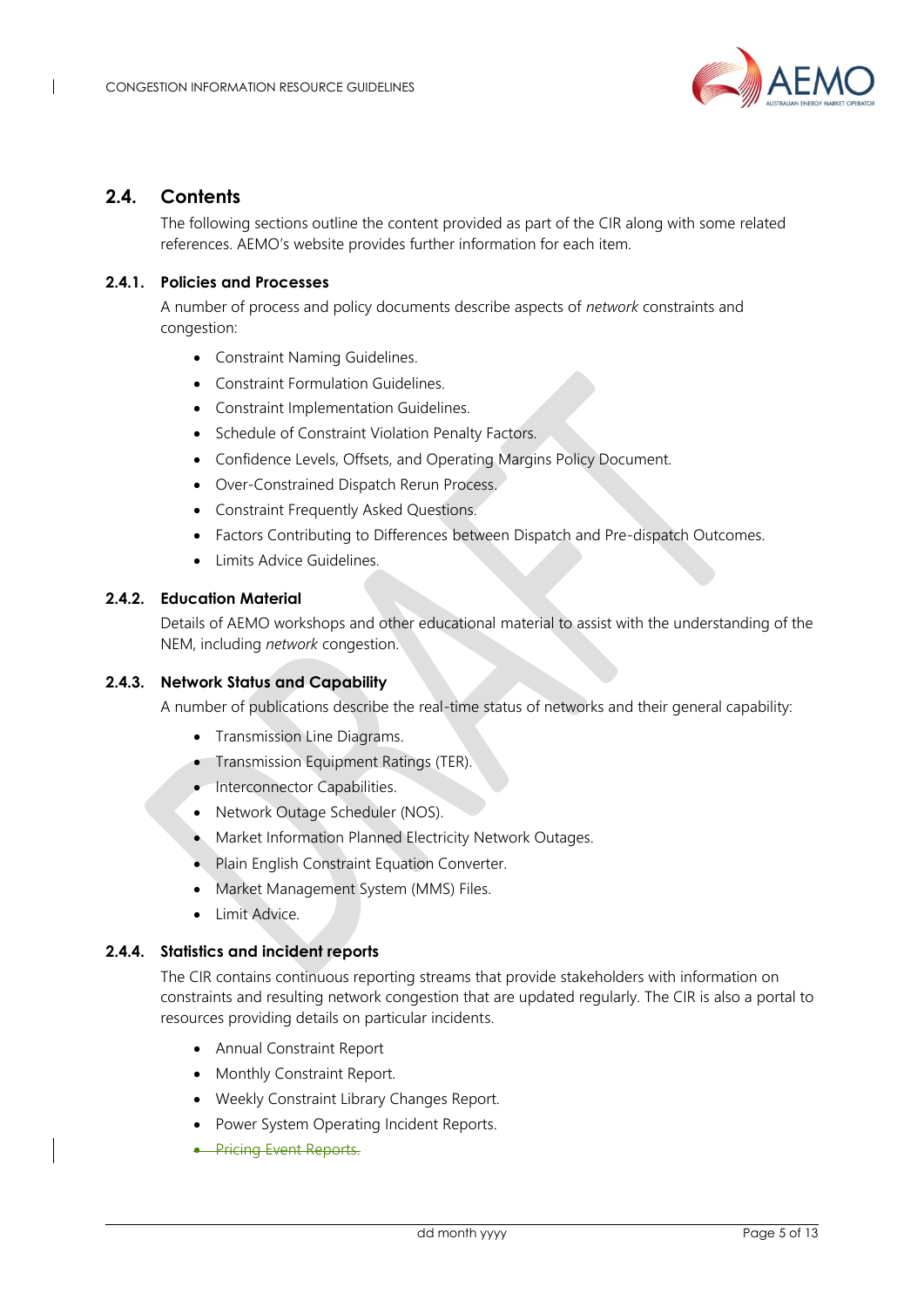## 2.4. Contents

The following sections outline the content provided as part of the CIR along with some related references. AEMO's website provides further information for each item.

### 2.4.1. Policies and Processes

A number of process and policy documents describe aspects of *network* constraints and congestion:

- Constraint Naming Guidelines.
- Constraint Formulation Guidelines.
- Constraint Implementation Guidelines.
- Schedule of Constraint Violation Penalty Factors.
- Confidence Levels, Offsets, and Operating Margins Policy Document.
- Over-Constrained Dispatch Rerun Process.
- Constraint Frequently Asked Questions.
- Factors Contributing to Differences between Dispatch and Pre-dispatch Outcomes.
- Limits Advice Guidelines.

### 2.4.2. Education Material

Details of AEMO workshops and other educational material to assist with the understanding of the NEM, including *network* congestion.

### 2.4.3. Network Status and Capability

A number of publications describe the real-time status of networks and their general capability:

- Transmission Line Diagrams.
- Transmission Equipment Ratings (TER).
- Interconnector Capabilities.
- Network Outage Scheduler (NOS).
- Market Information Planned Electricity Network Outages.
- Plain English Constraint Equation Converter.
- Market Management System (MMS) Files.
- Limit Advice.

### 2.4.4. Statistics and incident reports

The CIR contains continuous reporting streams that provide stakeholders with information on constraints and resulting network congestion that are updated regularly. The CIR is also a portal to resources providing details on particular incidents.

- Annual Constraint Report
- Monthly Constraint Report.
- Weekly Constraint Library Changes Report.
- Power System Operating Incident Reports.
- ~~Pricing Event Reports.~~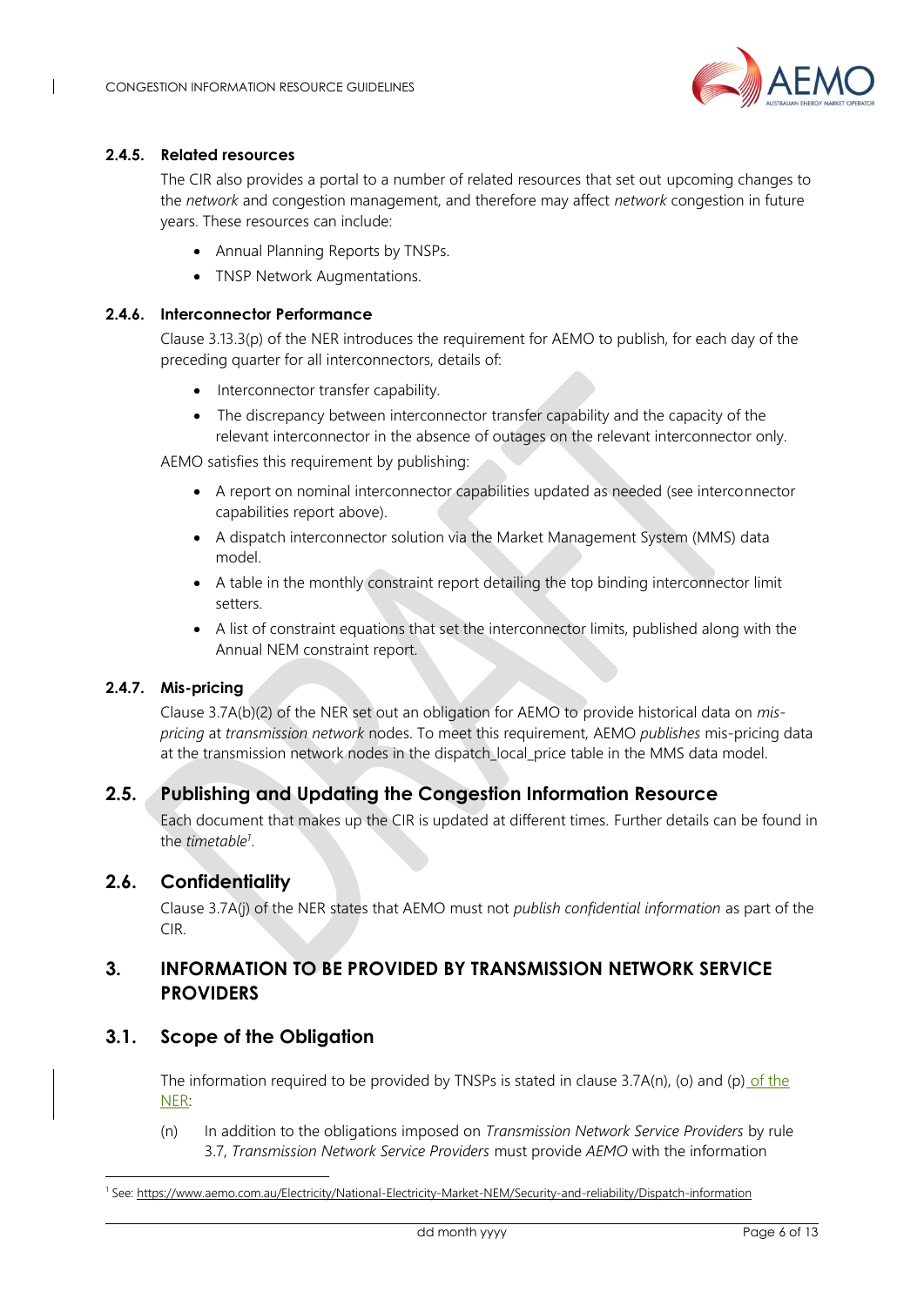#### 2.4.5. Related resources

The CIR also provides a portal to a number of related resources that set out upcoming changes to the *network* and congestion management, and therefore may affect *network* congestion in future years. These resources can include:

- Annual Planning Reports by TNSPs.
- TNSP Network Augmentations.

#### 2.4.6. Interconnector Performance

Clause 3.13.3(p) of the NER introduces the requirement for AEMO to publish, for each day of the preceding quarter for all interconnectors, details of:

- Interconnector transfer capability.
- The discrepancy between interconnector transfer capability and the capacity of the relevant interconnector in the absence of outages on the relevant interconnector only.

AEMO satisfies this requirement by publishing:

- A report on nominal interconnector capabilities updated as needed (see interconnector capabilities report above).
- A dispatch interconnector solution via the Market Management System (MMS) data model.
- A table in the monthly constraint report detailing the top binding interconnector limit setters.
- A list of constraint equations that set the interconnector limits, published along with the Annual NEM constraint report.

#### 2.4.7. Mis-pricing

Clause 3.7A(b)(2) of the NER set out an obligation for AEMO to provide historical data on *mis-pricing* at *transmission network* nodes. To meet this requirement, AEMO *publishes* mis-pricing data at the transmission network nodes in the dispatch_local_price table in the MMS data model.

### 2.5. Publishing and Updating the Congestion Information Resource

Each document that makes up the CIR is updated at different times. Further details can be found in the *timetable*[1].

### 2.6. Confidentiality

Clause 3.7A(j) of the NER states that AEMO must not *publish confidential information* as part of the CIR.

## 3. INFORMATION TO BE PROVIDED BY TRANSMISSION NETWORK SERVICE PROVIDERS

### 3.1. Scope of the Obligation

The information required to be provided by TNSPs is stated in clause 3.7A(n), (o) and (p) of the NER:

(n) In addition to the obligations imposed on *Transmission Network Service Providers* by rule 3.7, *Transmission Network Service Providers* must provide *AEMO* with the information

[1] See: https://www.aemo.com.au/Electricity/National-Electricity-Market-NEM/Security-and-reliability/Dispatch-information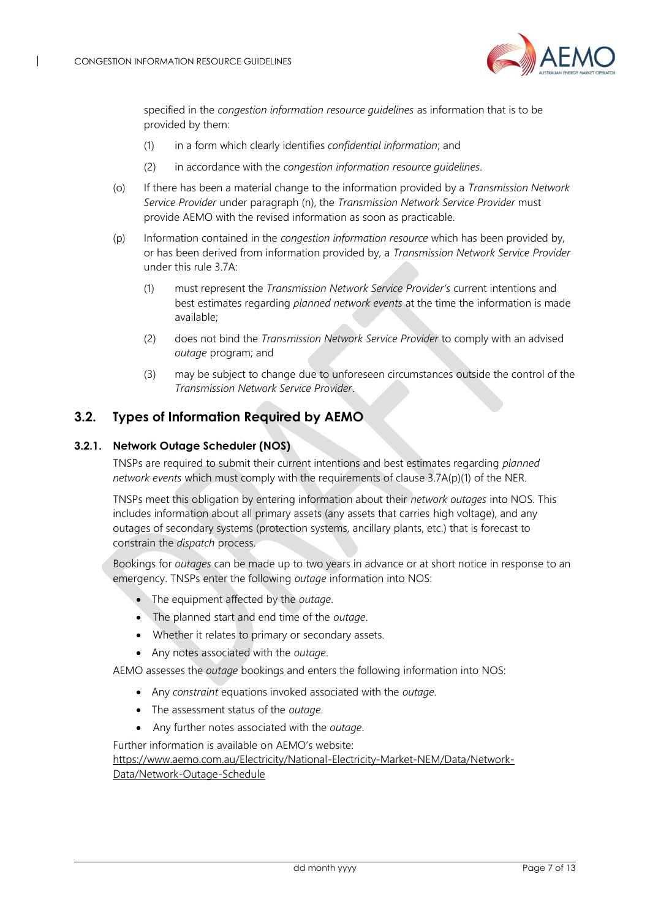specified in the *congestion information resource guidelines* as information that is to be provided by them:

(1) in a form which clearly identifies *confidential information*; and

(2) in accordance with the *congestion information resource guidelines*.

(o) If there has been a material change to the information provided by a *Transmission Network Service Provider* under paragraph (n), the *Transmission Network Service Provider* must provide AEMO with the revised information as soon as practicable.

(p) Information contained in the *congestion information resource* which has been provided by, or has been derived from information provided by, a *Transmission Network Service Provider* under this rule 3.7A:

(1) must represent the *Transmission Network Service Provider's* current intentions and best estimates regarding *planned network events* at the time the information is made available;

(2) does not bind the *Transmission Network Service Provider* to comply with an advised *outage* program; and

(3) may be subject to change due to unforeseen circumstances outside the control of the *Transmission Network Service Provider*.

## 3.2. Types of Information Required by AEMO

### 3.2.1. Network Outage Scheduler (NOS)

TNSPs are required to submit their current intentions and best estimates regarding *planned network events* which must comply with the requirements of clause 3.7A(p)(1) of the NER.

TNSPs meet this obligation by entering information about their *network outages* into NOS. This includes information about all primary assets (any assets that carries high voltage), and any outages of secondary systems (protection systems, ancillary plants, etc.) that is forecast to constrain the *dispatch* process.

Bookings for *outages* can be made up to two years in advance or at short notice in response to an emergency. TNSPs enter the following *outage* information into NOS:

- The equipment affected by the *outage*.
- The planned start and end time of the *outage*.
- Whether it relates to primary or secondary assets.
- Any notes associated with the *outage*.

AEMO assesses the *outage* bookings and enters the following information into NOS:

- Any *constraint* equations invoked associated with the *outage*.
- The assessment status of the *outage*.
- Any further notes associated with the *outage*.

Further information is available on AEMO's website: [https://www.aemo.com.au/Electricity/National-Electricity-Market-NEM/Data/Network-Data/Network-Outage-Schedule](https://www.aemo.com.au/Electricity/National-Electricity-Market-NEM/Data/Network-Data/Network-Outage-Schedule)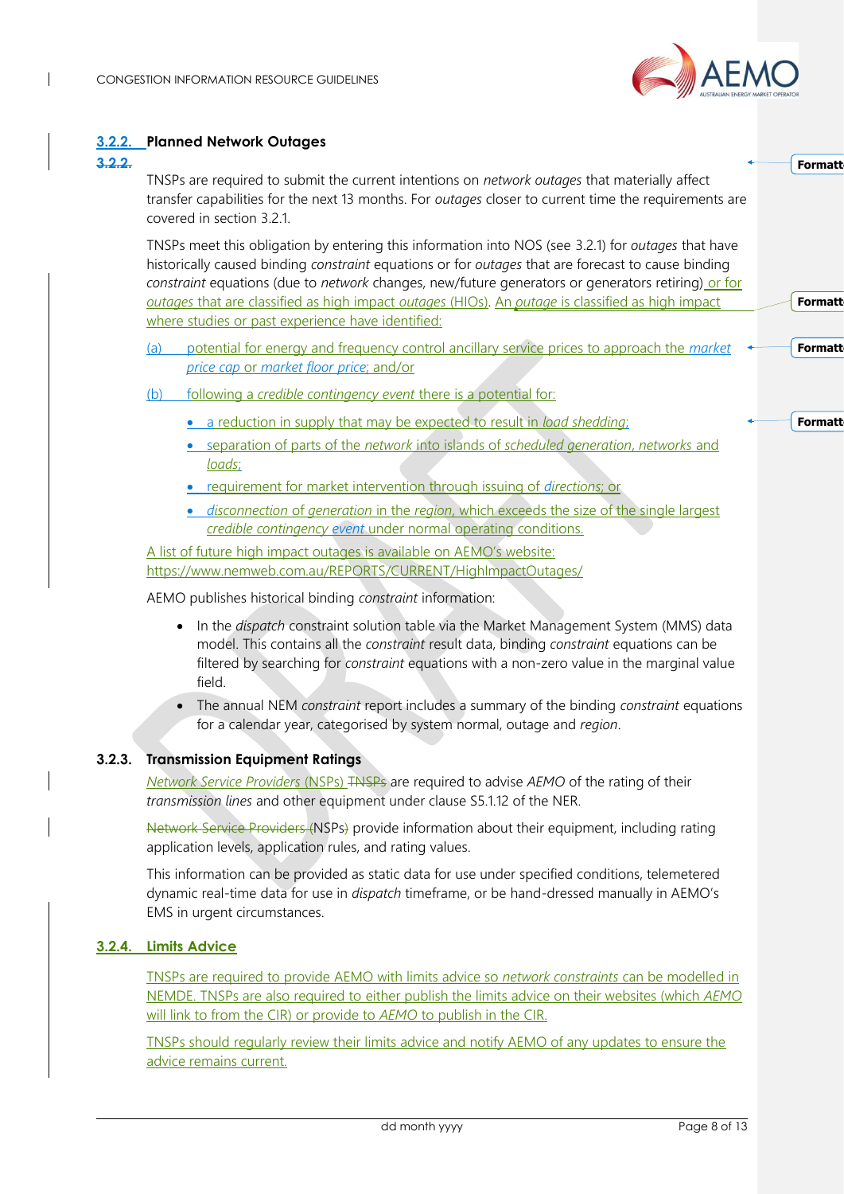### 3.2.2. Planned Network Outages

TNSPs are required to submit the current intentions on *network outages* that materially affect transfer capabilities for the next 13 months. For *outages* closer to current time the requirements are covered in section 3.2.1.

TNSPs meet this obligation by entering this information into NOS (see 3.2.1) for *outages* that have historically caused binding *constraint* equations or for *outages* that are forecast to cause binding *constraint* equations (due to *network* changes, new/future generators or generators retiring) or for *outages* that are classified as high impact *outages* (HIOs). An *outage* is classified as high impact where studies or past experience have identified:

(a) potential for energy and frequency control ancillary service prices to approach the *market price cap* or *market floor price*; and/or

(b) following a *credible contingency event* there is a potential for:

- a reduction in supply that may be expected to result in *load shedding*;
- separation of parts of the *network* into islands of *scheduled generation*, *networks* and *loads*;
- requirement for market intervention through issuing of *directions*; or
- *disconnection* of *generation* in the *region*, which exceeds the size of the single largest *credible contingency event* under normal operating conditions.

A list of future high impact outages is available on AEMO's website: https://www.nemweb.com.au/REPORTS/CURRENT/HighImpactOutages/

AEMO publishes historical binding *constraint* information:

- In the *dispatch* constraint solution table via the Market Management System (MMS) data model. This contains all the *constraint* result data, binding *constraint* equations can be filtered by searching for *constraint* equations with a non-zero value in the marginal value field.
- The annual NEM *constraint* report includes a summary of the binding *constraint* equations for a calendar year, categorised by system normal, outage and *region*.

### 3.2.3. Transmission Equipment Ratings

*Network Service Providers* (NSPs) are required to advise *AEMO* of the rating of their *transmission lines* and other equipment under clause S5.1.12 of the NER.

NSPs provide information about their equipment, including rating application levels, application rules, and rating values.

This information can be provided as static data for use under specified conditions, telemetered dynamic real-time data for use in *dispatch* timeframe, or be hand-dressed manually in AEMO's EMS in urgent circumstances.

### 3.2.4. Limits Advice

TNSPs are required to provide AEMO with limits advice so *network constraints* can be modelled in NEMDE. TNSPs are also required to either publish the limits advice on their websites (which *AEMO* will link to from the CIR) or provide to *AEMO* to publish in the CIR.

TNSPs should regularly review their limits advice and notify AEMO of any updates to ensure the advice remains current.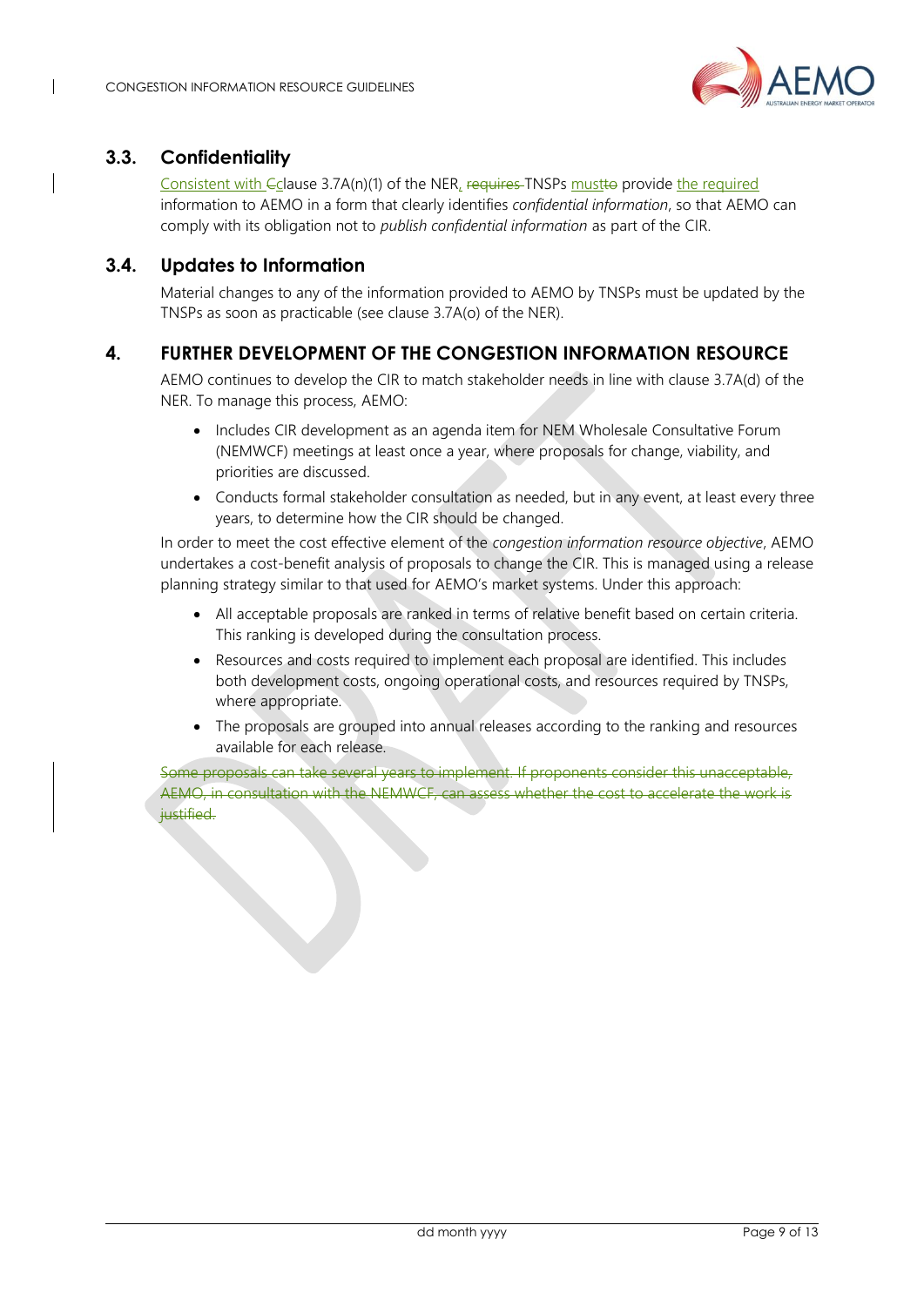## 3.3. Confidentiality

Consistent with Cclause 3.7A(n)(1) of the NER, requires TNSPs mustto provide the required information to AEMO in a form that clearly identifies *confidential information*, so that AEMO can comply with its obligation not to *publish confidential information* as part of the CIR.

## 3.4. Updates to Information

Material changes to any of the information provided to AEMO by TNSPs must be updated by the TNSPs as soon as practicable (see clause 3.7A(o) of the NER).

# 4. FURTHER DEVELOPMENT OF THE CONGESTION INFORMATION RESOURCE

AEMO continues to develop the CIR to match stakeholder needs in line with clause 3.7A(d) of the NER. To manage this process, AEMO:

- Includes CIR development as an agenda item for NEM Wholesale Consultative Forum (NEMWCF) meetings at least once a year, where proposals for change, viability, and priorities are discussed.
- Conducts formal stakeholder consultation as needed, but in any event, at least every three years, to determine how the CIR should be changed.

In order to meet the cost effective element of the *congestion information resource objective*, AEMO undertakes a cost-benefit analysis of proposals to change the CIR. This is managed using a release planning strategy similar to that used for AEMO's market systems. Under this approach:

- All acceptable proposals are ranked in terms of relative benefit based on certain criteria. This ranking is developed during the consultation process.
- Resources and costs required to implement each proposal are identified. This includes both development costs, ongoing operational costs, and resources required by TNSPs, where appropriate.
- The proposals are grouped into annual releases according to the ranking and resources available for each release.

~~Some proposals can take several years to implement. If proponents consider this unacceptable, AEMO, in consultation with the NEMWCF, can assess whether the cost to accelerate the work is justified.~~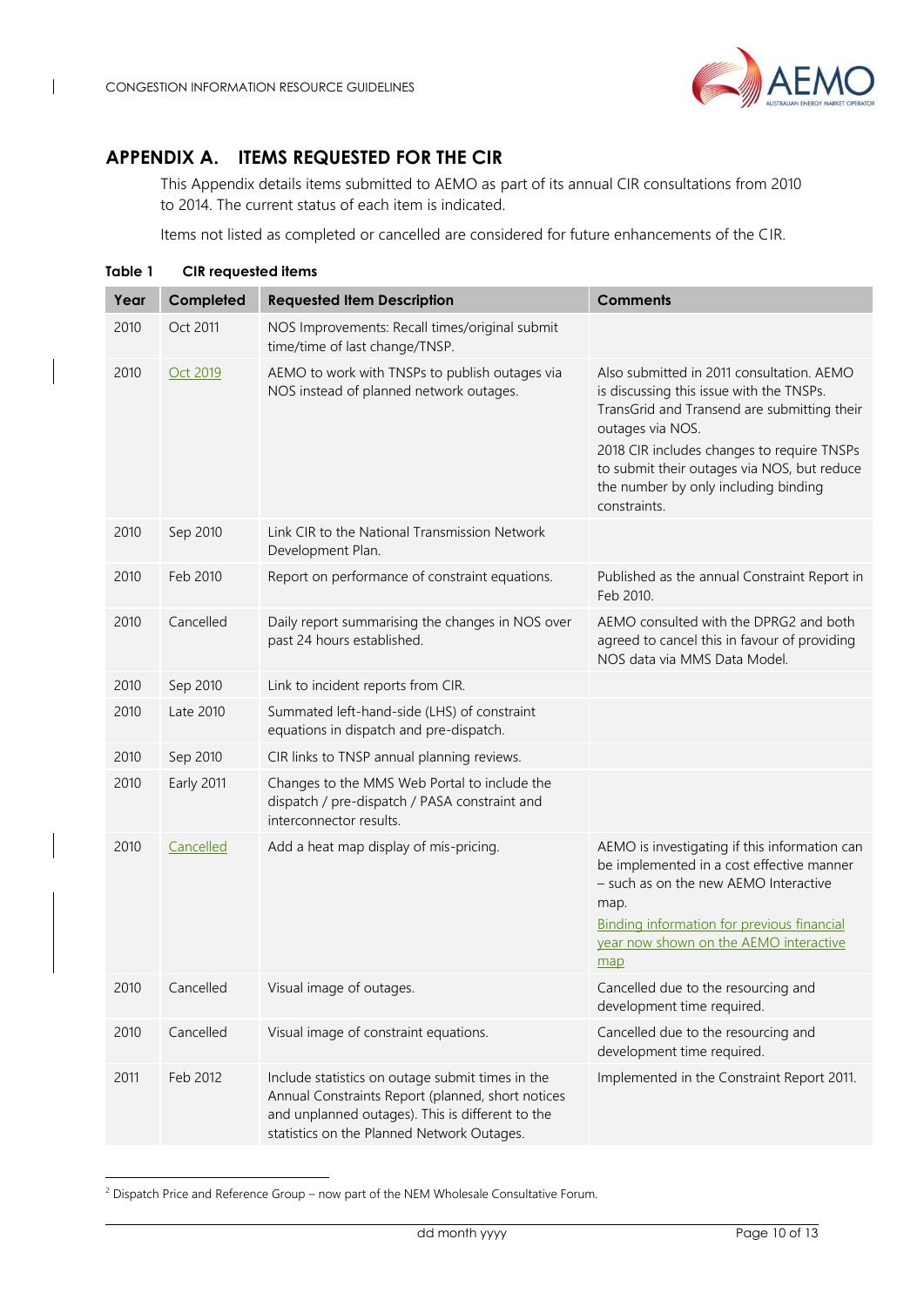# APPENDIX A. ITEMS REQUESTED FOR THE CIR

This Appendix details items submitted to AEMO as part of its annual CIR consultations from 2010 to 2014. The current status of each item is indicated.

Items not listed as completed or cancelled are considered for future enhancements of the CIR.

**Table 1 CIR requested items**

| Year | Completed | Requested Item Description | Comments |
|---|---|---|---|
| 2010 | Oct 2011 | NOS Improvements: Recall times/original submit time/time of last change/TNSP. | |
| 2010 | Oct 2019 | AEMO to work with TNSPs to publish outages via NOS instead of planned network outages. | Also submitted in 2011 consultation. AEMO is discussing this issue with the TNSPs. TransGrid and Transend are submitting their outages via NOS.<br>2018 CIR includes changes to require TNSPs to submit their outages via NOS, but reduce the number by only including binding constraints. |
| 2010 | Sep 2010 | Link CIR to the National Transmission Network Development Plan. | |
| 2010 | Feb 2010 | Report on performance of constraint equations. | Published as the annual Constraint Report in Feb 2010. |
| 2010 | Cancelled | Daily report summarising the changes in NOS over past 24 hours established. | AEMO consulted with the DPRG2 and both agreed to cancel this in favour of providing NOS data via MMS Data Model. |
| 2010 | Sep 2010 | Link to incident reports from CIR. | |
| 2010 | Late 2010 | Summated left-hand-side (LHS) of constraint equations in dispatch and pre-dispatch. | |
| 2010 | Sep 2010 | CIR links to TNSP annual planning reviews. | |
| 2010 | Early 2011 | Changes to the MMS Web Portal to include the dispatch / pre-dispatch / PASA constraint and interconnector results. | |
| 2010 | Cancelled | Add a heat map display of mis-pricing. | AEMO is investigating if this information can be implemented in a cost effective manner – such as on the new AEMO Interactive map.<br>Binding information for previous financial year now shown on the AEMO interactive map |
| 2010 | Cancelled | Visual image of outages. | Cancelled due to the resourcing and development time required. |
| 2010 | Cancelled | Visual image of constraint equations. | Cancelled due to the resourcing and development time required. |
| 2011 | Feb 2012 | Include statistics on outage submit times in the Annual Constraints Report (planned, short notices and unplanned outages). This is different to the statistics on the Planned Network Outages. | Implemented in the Constraint Report 2011. |

[2] Dispatch Price and Reference Group – now part of the NEM Wholesale Consultative Forum.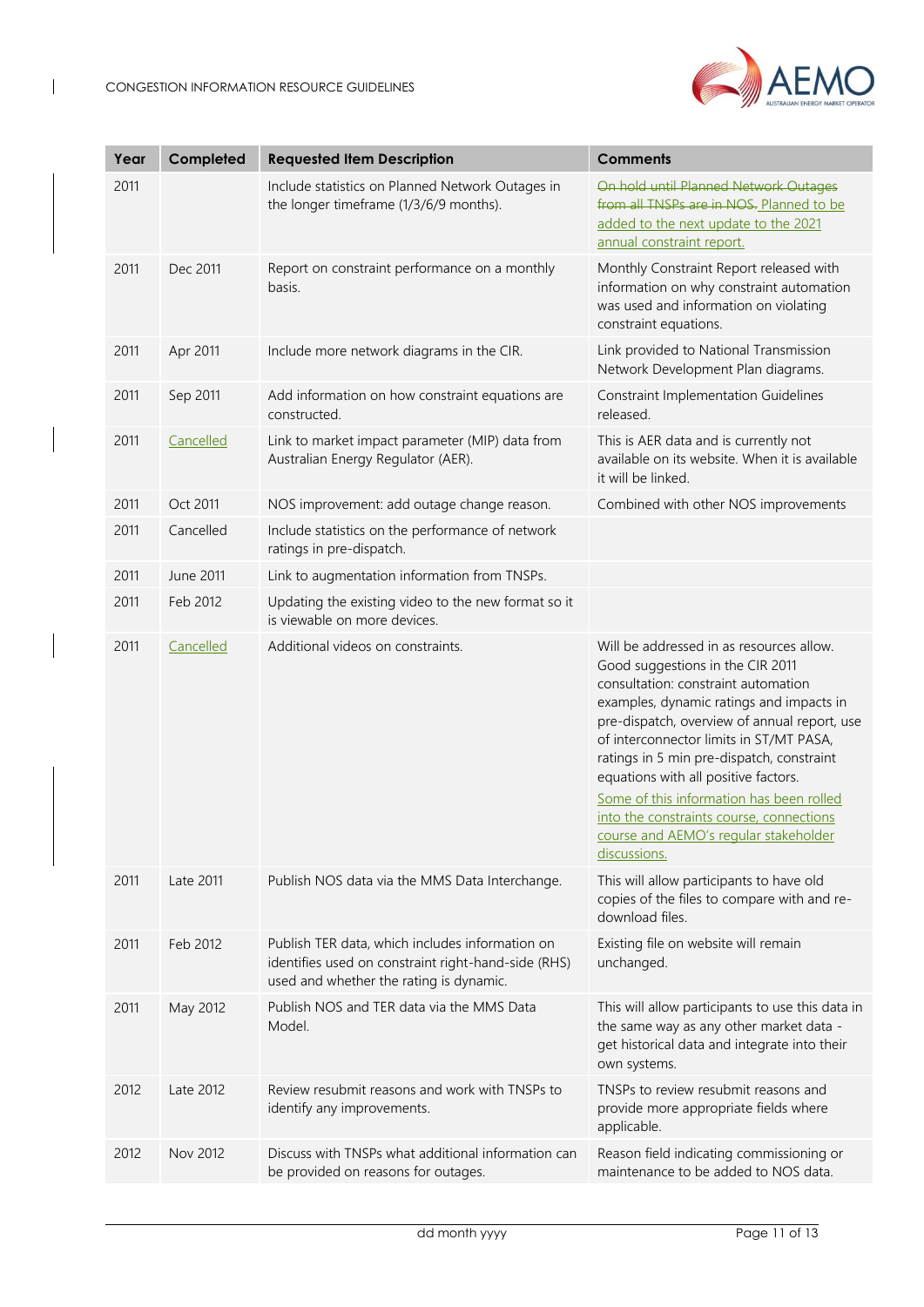| Year | Completed | Requested Item Description | Comments |
|---|---|---|---|
| 2011 | | Include statistics on Planned Network Outages in the longer timeframe (1/3/6/9 months). | ~~On hold until Planned Network Outages from all TNSPs are in NOS.~~ Planned to be added to the next update to the 2021 annual constraint report. |
| 2011 | Dec 2011 | Report on constraint performance on a monthly basis. | Monthly Constraint Report released with information on why constraint automation was used and information on violating constraint equations. |
| 2011 | Apr 2011 | Include more network diagrams in the CIR. | Link provided to National Transmission Network Development Plan diagrams. |
| 2011 | Sep 2011 | Add information on how constraint equations are constructed. | Constraint Implementation Guidelines released. |
| 2011 | Cancelled | Link to market impact parameter (MIP) data from Australian Energy Regulator (AER). | This is AER data and is currently not available on its website. When it is available it will be linked. |
| 2011 | Oct 2011 | NOS improvement: add outage change reason. | Combined with other NOS improvements |
| 2011 | Cancelled | Include statistics on the performance of network ratings in pre-dispatch. | |
| 2011 | June 2011 | Link to augmentation information from TNSPs. | |
| 2011 | Feb 2012 | Updating the existing video to the new format so it is viewable on more devices. | |
| 2011 | Cancelled | Additional videos on constraints. | Will be addressed in as resources allow. Good suggestions in the CIR 2011 consultation: constraint automation examples, dynamic ratings and impacts in pre-dispatch, overview of annual report, use of interconnector limits in ST/MT PASA, ratings in 5 min pre-dispatch, constraint equations with all positive factors.<br>Some of this information has been rolled into the constraints course, connections course and AEMO's regular stakeholder discussions. |
| 2011 | Late 2011 | Publish NOS data via the MMS Data Interchange. | This will allow participants to have old copies of the files to compare with and re-download files. |
| 2011 | Feb 2012 | Publish TER data, which includes information on identifies used on constraint right-hand-side (RHS) used and whether the rating is dynamic. | Existing file on website will remain unchanged. |
| 2011 | May 2012 | Publish NOS and TER data via the MMS Data Model. | This will allow participants to use this data in the same way as any other market data - get historical data and integrate into their own systems. |
| 2012 | Late 2012 | Review resubmit reasons and work with TNSPs to identify any improvements. | TNSPs to review resubmit reasons and provide more appropriate fields where applicable. |
| 2012 | Nov 2012 | Discuss with TNSPs what additional information can be provided on reasons for outages. | Reason field indicating commissioning or maintenance to be added to NOS data. |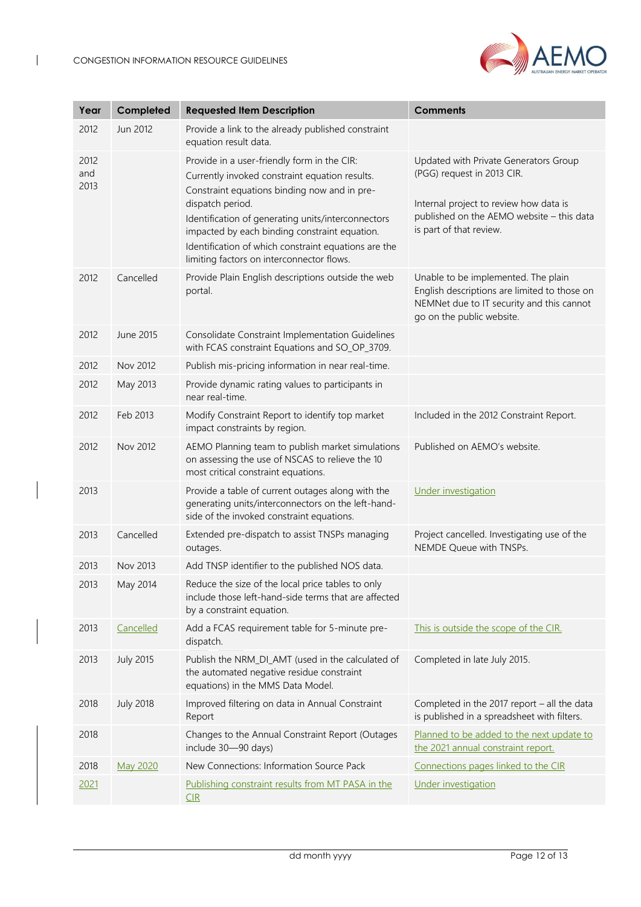| Year | Completed | Requested Item Description | Comments |
|---|---|---|---|
| 2012 | Jun 2012 | Provide a link to the already published constraint equation result data. | |
| 2012 and 2013 | | Provide in a user-friendly form in the CIR:<br>Currently invoked constraint equation results.<br>Constraint equations binding now and in pre-dispatch period.<br>Identification of generating units/interconnectors impacted by each binding constraint equation.<br>Identification of which constraint equations are the limiting factors on interconnector flows. | Updated with Private Generators Group (PGG) request in 2013 CIR.<br><br>Internal project to review how data is published on the AEMO website – this data is part of that review. |
| 2012 | Cancelled | Provide Plain English descriptions outside the web portal. | Unable to be implemented. The plain English descriptions are limited to those on NEMNet due to IT security and this cannot go on the public website. |
| 2012 | June 2015 | Consolidate Constraint Implementation Guidelines with FCAS constraint Equations and SO_OP_3709. | |
| 2012 | Nov 2012 | Publish mis-pricing information in near real-time. | |
| 2012 | May 2013 | Provide dynamic rating values to participants in near real-time. | |
| 2012 | Feb 2013 | Modify Constraint Report to identify top market impact constraints by region. | Included in the 2012 Constraint Report. |
| 2012 | Nov 2012 | AEMO Planning team to publish market simulations on assessing the use of NSCAS to relieve the 10 most critical constraint equations. | Published on AEMO's website. |
| 2013 | | Provide a table of current outages along with the generating units/interconnectors on the left-hand-side of the invoked constraint equations. | Under investigation |
| 2013 | Cancelled | Extended pre-dispatch to assist TNSPs managing outages. | Project cancelled. Investigating use of the NEMDE Queue with TNSPs. |
| 2013 | Nov 2013 | Add TNSP identifier to the published NOS data. | |
| 2013 | May 2014 | Reduce the size of the local price tables to only include those left-hand-side terms that are affected by a constraint equation. | |
| 2013 | Cancelled | Add a FCAS requirement table for 5-minute pre-dispatch. | This is outside the scope of the CIR. |
| 2013 | July 2015 | Publish the NRM_DI_AMT (used in the calculated of the automated negative residue constraint equations) in the MMS Data Model. | Completed in late July 2015. |
| 2018 | July 2018 | Improved filtering on data in Annual Constraint Report | Completed in the 2017 report – all the data is published in a spreadsheet with filters. |
| 2018 | | Changes to the Annual Constraint Report (Outages include 30—90 days) | Planned to be added to the next update to the 2021 annual constraint report. |
| 2018 | May 2020 | New Connections: Information Source Pack | Connections pages linked to the CIR |
| 2021 | | Publishing constraint results from MT PASA in the CIR | Under investigation |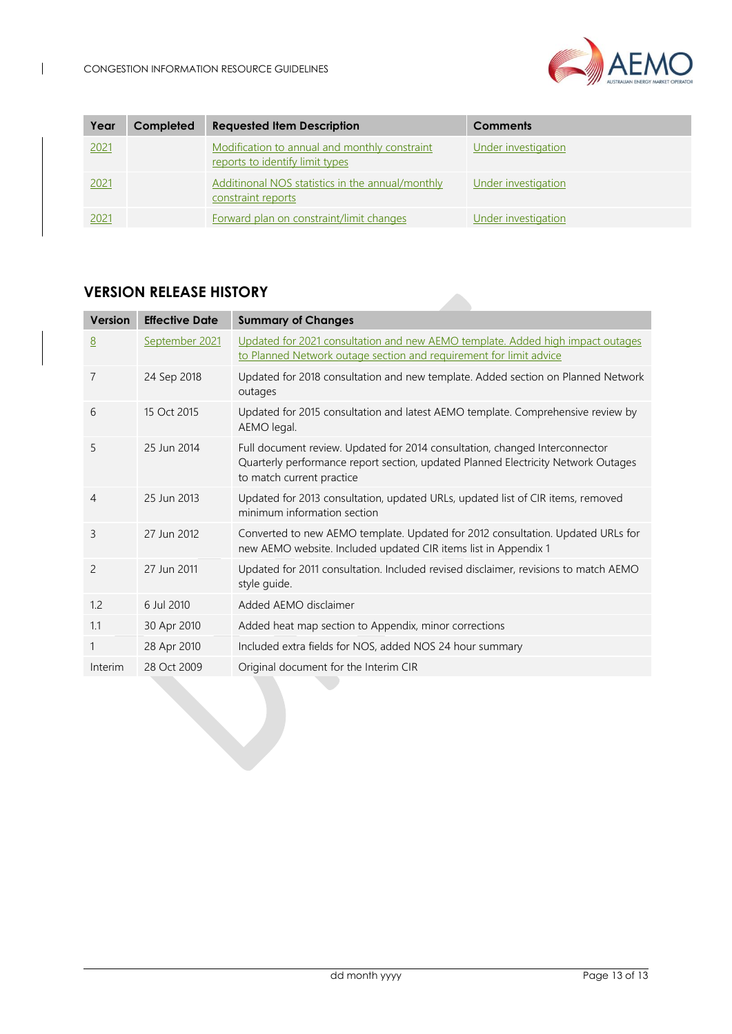| Year | Completed | Requested Item Description | Comments |
| --- | --- | --- | --- |
| 2021 | | Modification to annual and monthly constraint reports to identify limit types | Under investigation |
| 2021 | | Additinonal NOS statistics in the annual/monthly constraint reports | Under investigation |
| 2021 | | Forward plan on constraint/limit changes | Under investigation |

## VERSION RELEASE HISTORY

| Version | Effective Date | Summary of Changes |
| --- | --- | --- |
| 8 | September 2021 | Updated for 2021 consultation and new AEMO template. Added high impact outages to Planned Network outage section and requirement for limit advice |
| 7 | 24 Sep 2018 | Updated for 2018 consultation and new template. Added section on Planned Network outages |
| 6 | 15 Oct 2015 | Updated for 2015 consultation and latest AEMO template. Comprehensive review by AEMO legal. |
| 5 | 25 Jun 2014 | Full document review. Updated for 2014 consultation, changed Interconnector Quarterly performance report section, updated Planned Electricity Network Outages to match current practice |
| 4 | 25 Jun 2013 | Updated for 2013 consultation, updated URLs, updated list of CIR items, removed minimum information section |
| 3 | 27 Jun 2012 | Converted to new AEMO template. Updated for 2012 consultation. Updated URLs for new AEMO website. Included updated CIR items list in Appendix 1 |
| 2 | 27 Jun 2011 | Updated for 2011 consultation. Included revised disclaimer, revisions to match AEMO style guide. |
| 1.2 | 6 Jul 2010 | Added AEMO disclaimer |
| 1.1 | 30 Apr 2010 | Added heat map section to Appendix, minor corrections |
| 1 | 28 Apr 2010 | Included extra fields for NOS, added NOS 24 hour summary |
| Interim | 28 Oct 2009 | Original document for the Interim CIR |